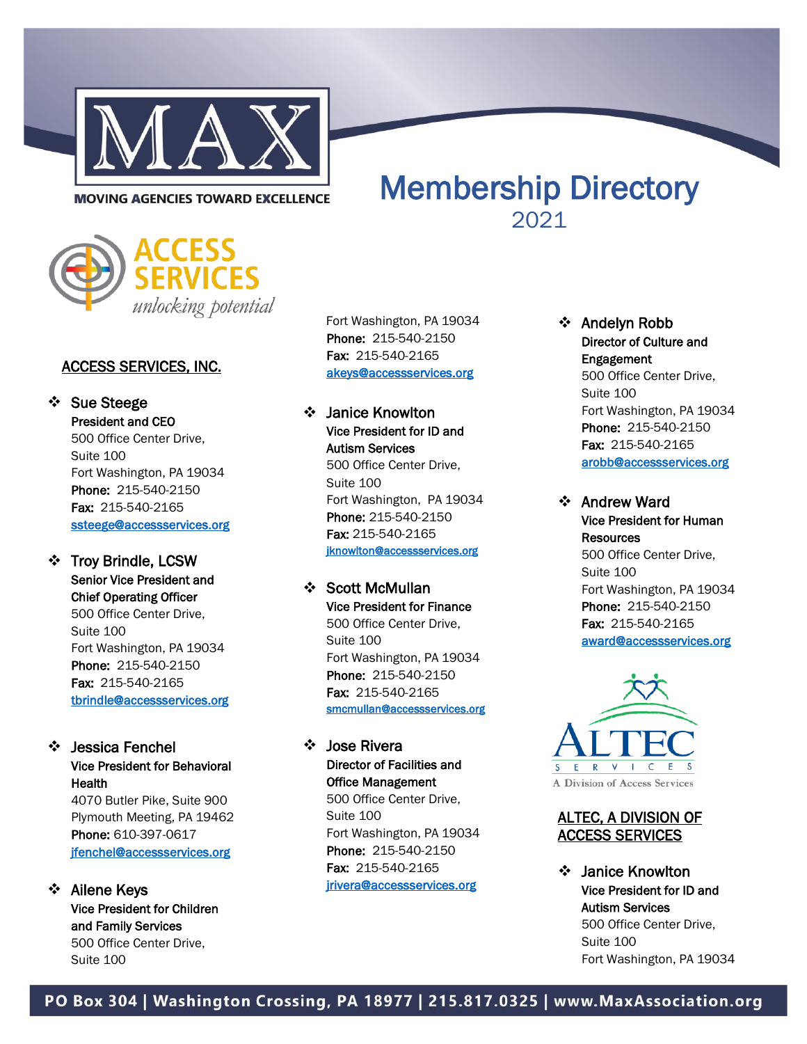MAX

MOVING AGENCIES TOWARD EXCELLENCE

# Membership Directory

2021

ACCESS SERVICES

*unlocking potential*

## ACCESS SERVICES, INC.

- **Sue Steege**
  **President and CEO**
  500 Office Center Drive,
  Suite 100
  Fort Washington, PA 19034
  **Phone:** 215-540-2150
  **Fax:** 215-540-2165
  ssteege@accessservices.org

- **Troy Brindle, LCSW**
  **Senior Vice President and Chief Operating Officer**
  500 Office Center Drive,
  Suite 100
  Fort Washington, PA 19034
  **Phone:** 215-540-2150
  **Fax:** 215-540-2165
  tbrindle@accessservices.org

- **Jessica Fenchel**
  **Vice President for Behavioral Health**
  4070 Butler Pike, Suite 900
  Plymouth Meeting, PA 19462
  **Phone:** 610-397-0617
  jfenchel@accessservices.org

- **Ailene Keys**
  **Vice President for Children and Family Services**
  500 Office Center Drive,
  Suite 100
  Fort Washington, PA 19034
  **Phone:** 215-540-2150
  **Fax:** 215-540-2165
  akeys@accessservices.org

- **Janice Knowlton**
  **Vice President for ID and Autism Services**
  500 Office Center Drive,
  Suite 100
  Fort Washington, PA 19034
  **Phone:** 215-540-2150
  **Fax:** 215-540-2165
  jknowlton@accessservices.org

- **Scott McMullan**
  **Vice President for Finance**
  500 Office Center Drive,
  Suite 100
  Fort Washington, PA 19034
  **Phone:** 215-540-2150
  **Fax:** 215-540-2165
  smcmullan@accessservices.org

- **Jose Rivera**
  **Director of Facilities and Office Management**
  500 Office Center Drive,
  Suite 100
  Fort Washington, PA 19034
  **Phone:** 215-540-2150
  **Fax:** 215-540-2165
  jrivera@accessservices.org

- **Andelyn Robb**
  **Director of Culture and Engagement**
  500 Office Center Drive,
  Suite 100
  Fort Washington, PA 19034
  **Phone:** 215-540-2150
  **Fax:** 215-540-2165
  arobb@accessservices.org

- **Andrew Ward**
  **Vice President for Human Resources**
  500 Office Center Drive,
  Suite 100
  Fort Washington, PA 19034
  **Phone:** 215-540-2150
  **Fax:** 215-540-2165
  award@accessservices.org

ALTEC SERVICES

A Division of Access Services

## ALTEC, A DIVISION OF ACCESS SERVICES

- **Janice Knowlton**
  **Vice President for ID and Autism Services**
  500 Office Center Drive,
  Suite 100
  Fort Washington, PA 19034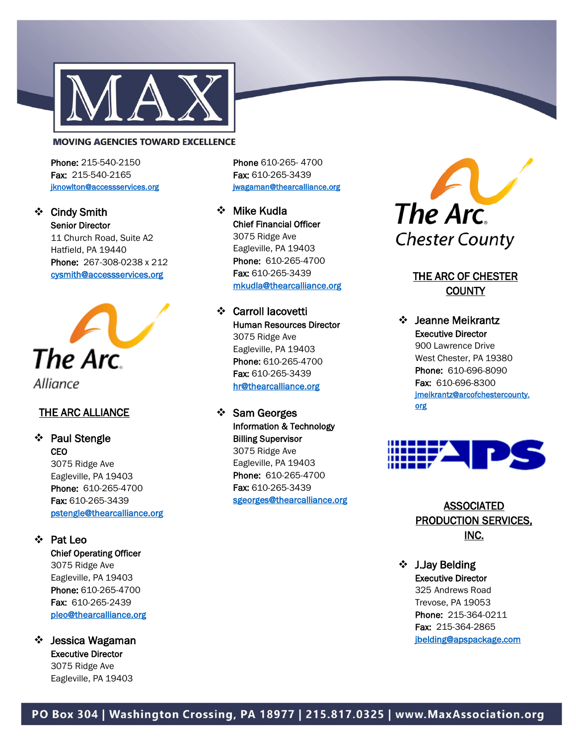MOVING AGENCIES TOWARD EXCELLENCE

**Phone:** 215-540-2150
**Fax:** 215-540-2165
jknowlton@accessservices.org

- **Cindy Smith**
  **Senior Director**
  11 Church Road, Suite A2
  Hatfield, PA 19440
  **Phone:** 267-308-0238 x 212
  cysmith@accessservices.org

## THE ARC ALLIANCE

- **Paul Stengle**
  **CEO**
  3075 Ridge Ave
  Eagleville, PA 19403
  **Phone:** 610-265-4700
  **Fax:** 610-265-3439
  pstengle@thearcalliance.org

- **Pat Leo**
  **Chief Operating Officer**
  3075 Ridge Ave
  Eagleville, PA 19403
  **Phone:** 610-265-4700
  **Fax:** 610-265-2439
  pleo@thearcalliance.org

- **Jessica Wagaman**
  **Executive Director**
  3075 Ridge Ave
  Eagleville, PA 19403
  **Phone** 610-265- 4700
  **Fax:** 610-265-3439
  jwagaman@thearcalliance.org

- **Mike Kudla**
  **Chief Financial Officer**
  3075 Ridge Ave
  Eagleville, PA 19403
  **Phone:** 610-265-4700
  **Fax:** 610-265-3439
  mkudla@thearcalliance.org

- **Carroll Iacovetti**
  **Human Resources Director**
  3075 Ridge Ave
  Eagleville, PA 19403
  **Phone:** 610-265-4700
  **Fax:** 610-265-3439
  hr@thearcalliance.org

- **Sam Georges**
  **Information & Technology Billing Supervisor**
  3075 Ridge Ave
  Eagleville, PA 19403
  **Phone:** 610-265-4700
  **Fax:** 610-265-3439
  sgeorges@thearcalliance.org

## THE ARC OF CHESTER COUNTY

- **Jeanne Meikrantz**
  **Executive Director**
  900 Lawrence Drive
  West Chester, PA 19380
  **Phone:** 610-696-8090
  **Fax:** 610-696-8300
  jmeikrantz@arcofchestercounty.org

## ASSOCIATED PRODUCTION SERVICES, INC.

- **J.Jay Belding**
  **Executive Director**
  325 Andrews Road
  Trevose, PA 19053
  **Phone:** 215-364-0211
  **Fax:** 215-364-2865
  jbelding@apspackage.com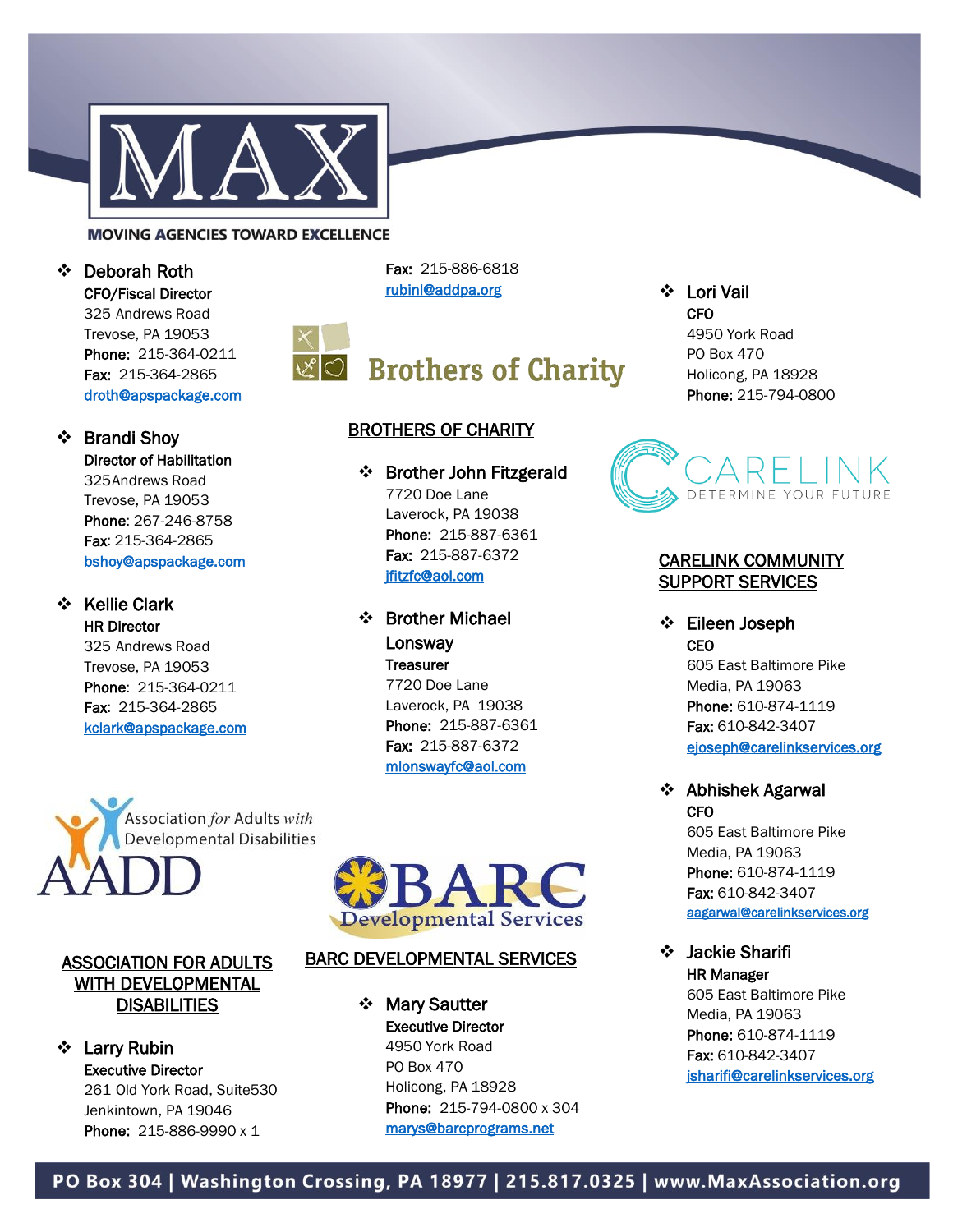MOVING AGENCIES TOWARD EXCELLENCE

- **Deborah Roth**
  **CFO/Fiscal Director**
  325 Andrews Road
  Trevose, PA 19053
  **Phone:** 215-364-0211
  **Fax:** 215-364-2865
  droth@apspackage.com

- **Brandi Shoy**
  **Director of Habilitation**
  325Andrews Road
  Trevose, PA 19053
  **Phone**: 267-246-8758
  **Fax**: 215-364-2865
  bshoy@apspackage.com

- **Kellie Clark**
  **HR Director**
  325 Andrews Road
  Trevose, PA 19053
  **Phone**: 215-364-0211
  **Fax**: 215-364-2865
  kclark@apspackage.com

Association *for* Adults *with* Developmental Disabilities

AADD

## ASSOCIATION FOR ADULTS WITH DEVELOPMENTAL DISABILITIES

- **Larry Rubin**
  **Executive Director**
  261 Old York Road, Suite530
  Jenkintown, PA 19046
  **Phone:** 215-886-9990 x 1
  **Fax:** 215-886-6818
  rubinl@addpa.org

Brothers of Charity

## BROTHERS OF CHARITY

- **Brother John Fitzgerald**
  7720 Doe Lane
  Laverock, PA 19038
  **Phone:** 215-887-6361
  **Fax:** 215-887-6372
  jfitzfc@aol.com

- **Brother Michael Lonsway**
  **Treasurer**
  7720 Doe Lane
  Laverock, PA 19038
  **Phone:** 215-887-6361
  **Fax:** 215-887-6372
  mlonswayfc@aol.com

BARC Developmental Services

## BARC DEVELOPMENTAL SERVICES

- **Mary Sautter**
  **Executive Director**
  4950 York Road
  PO Box 470
  Holicong, PA 18928
  **Phone:** 215-794-0800 x 304
  marys@barcprograms.net

- **Lori Vail**
  **CFO**
  4950 York Road
  PO Box 470
  Holicong, PA 18928
  **Phone:** 215-794-0800

CARELINK DETERMINE YOUR FUTURE

## CARELINK COMMUNITY SUPPORT SERVICES

- **Eileen Joseph**
  **CEO**
  605 East Baltimore Pike
  Media, PA 19063
  **Phone:** 610-874-1119
  **Fax:** 610-842-3407
  ejoseph@carelinkservices.org

- **Abhishek Agarwal**
  **CFO**
  605 East Baltimore Pike
  Media, PA 19063
  **Phone:** 610-874-1119
  **Fax:** 610-842-3407
  aagarwal@carelinkservices.org

- **Jackie Sharifi**
  **HR Manager**
  605 East Baltimore Pike
  Media, PA 19063
  **Phone:** 610-874-1119
  **Fax:** 610-842-3407
  jsharifi@carelinkservices.org

PO Box 304 | Washington Crossing, PA 18977 | 215.817.0325 | www.MaxAssociation.org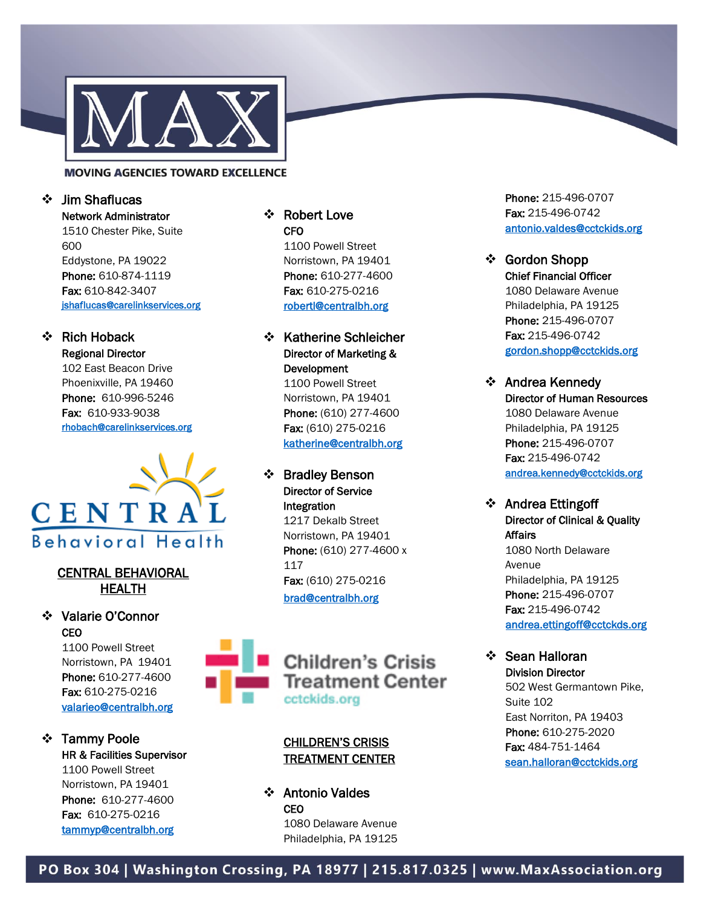- **Jim Shaflucas**
  **Network Administrator**
  1510 Chester Pike, Suite 600
  Eddystone, PA 19022
  **Phone:** 610-874-1119
  **Fax:** 610-842-3407
  jshaflucas@carelinkservices.org

- **Rich Hoback**
  **Regional Director**
  102 East Beacon Drive
  Phoenixville, PA 19460
  **Phone:** 610-996-5246
  **Fax:** 610-933-9038
  rhobach@carelinkservices.org

## CENTRAL BEHAVIORAL HEALTH

- **Valarie O'Connor**
  **CEO**
  1100 Powell Street
  Norristown, PA 19401
  **Phone:** 610-277-4600
  **Fax:** 610-275-0216
  valarieo@centralbh.org

- **Tammy Poole**
  **HR & Facilities Supervisor**
  1100 Powell Street
  Norristown, PA 19401
  **Phone:** 610-277-4600
  **Fax:** 610-275-0216
  tammyp@centralbh.org

- **Robert Love**
  **CFO**
  1100 Powell Street
  Norristown, PA 19401
  **Phone:** 610-277-4600
  **Fax:** 610-275-0216
  robertl@centralbh.org

- **Katherine Schleicher**
  **Director of Marketing & Development**
  1100 Powell Street
  Norristown, PA 19401
  **Phone:** (610) 277-4600
  **Fax:** (610) 275-0216
  katherine@centralbh.org

- **Bradley Benson**
  **Director of Service Integration**
  1217 Dekalb Street
  Norristown, PA 19401
  **Phone:** (610) 277-4600 x 117
  **Fax:** (610) 275-0216
  brad@centralbh.org

## CHILDREN'S CRISIS TREATMENT CENTER

- **Antonio Valdes**
  **CEO**
  1080 Delaware Avenue
  Philadelphia, PA 19125
  **Phone:** 215-496-0707
  **Fax:** 215-496-0742
  antonio.valdes@cctckids.org

- **Gordon Shopp**
  **Chief Financial Officer**
  1080 Delaware Avenue
  Philadelphia, PA 19125
  **Phone:** 215-496-0707
  **Fax:** 215-496-0742
  gordon.shopp@cctckids.org

- **Andrea Kennedy**
  **Director of Human Resources**
  1080 Delaware Avenue
  Philadelphia, PA 19125
  **Phone:** 215-496-0707
  **Fax:** 215-496-0742
  andrea.kennedy@cctckids.org

- **Andrea Ettingoff**
  **Director of Clinical & Quality Affairs**
  1080 North Delaware Avenue
  Philadelphia, PA 19125
  **Phone:** 215-496-0707
  **Fax:** 215-496-0742
  andrea.ettingoff@cctckds.org

- **Sean Halloran**
  **Division Director**
  502 West Germantown Pike, Suite 102
  East Norriton, PA 19403
  **Phone:** 610-275-2020
  **Fax:** 484-751-1464
  sean.halloran@cctckids.org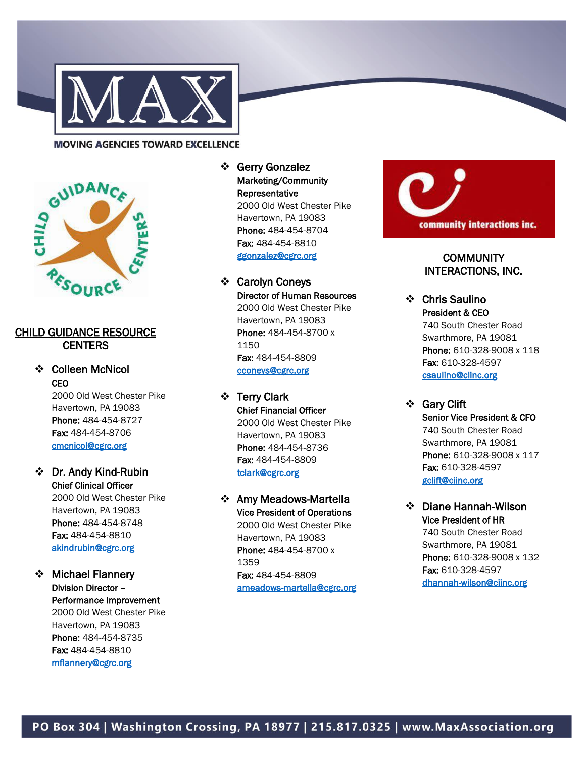MAX

MOVING AGENCIES TOWARD EXCELLENCE

## CHILD GUIDANCE RESOURCE CENTERS

- **Colleen McNicol**
  **CEO**
  2000 Old West Chester Pike
  Havertown, PA 19083
  **Phone:** 484-454-8727
  **Fax:** 484-454-8706
  cmcnicol@cgrc.org

- **Dr. Andy Kind-Rubin**
  **Chief Clinical Officer**
  2000 Old West Chester Pike
  Havertown, PA 19083
  **Phone:** 484-454-8748
  **Fax:** 484-454-8810
  akindrubin@cgrc.org

- **Michael Flannery**
  **Division Director – Performance Improvement**
  2000 Old West Chester Pike
  Havertown, PA 19083
  **Phone:** 484-454-8735
  **Fax:** 484-454-8810
  mflannery@cgrc.org

- **Gerry Gonzalez**
  **Marketing/Community Representative**
  2000 Old West Chester Pike
  Havertown, PA 19083
  **Phone:** 484-454-8704
  **Fax:** 484-454-8810
  ggonzalez@cgrc.org

- **Carolyn Coneys**
  **Director of Human Resources**
  2000 Old West Chester Pike
  Havertown, PA 19083
  **Phone:** 484-454-8700 x 1150
  **Fax:** 484-454-8809
  cconeys@cgrc.org

- **Terry Clark**
  **Chief Financial Officer**
  2000 Old West Chester Pike
  Havertown, PA 19083
  **Phone:** 484-454-8736
  **Fax:** 484-454-8809
  tclark@cgrc.org

- **Amy Meadows-Martella**
  **Vice President of Operations**
  2000 Old West Chester Pike
  Havertown, PA 19083
  **Phone:** 484-454-8700 x 1359
  **Fax:** 484-454-8809
  ameadows-martella@cgrc.org

## COMMUNITY INTERACTIONS, INC.

- **Chris Saulino**
  **President & CEO**
  740 South Chester Road
  Swarthmore, PA 19081
  **Phone:** 610-328-9008 x 118
  **Fax:** 610-328-4597
  csaulino@ciinc.org

- **Gary Clift**
  **Senior Vice President & CFO**
  740 South Chester Road
  Swarthmore, PA 19081
  **Phone:** 610-328-9008 x 117
  **Fax:** 610-328-4597
  gclift@ciinc.org

- **Diane Hannah-Wilson**
  **Vice President of HR**
  740 South Chester Road
  Swarthmore, PA 19081
  **Phone:** 610-328-9008 x 132
  **Fax:** 610-328-4597
  dhannah-wilson@ciinc.org

PO Box 304 | Washington Crossing, PA 18977 | 215.817.0325 | www.MaxAssociation.org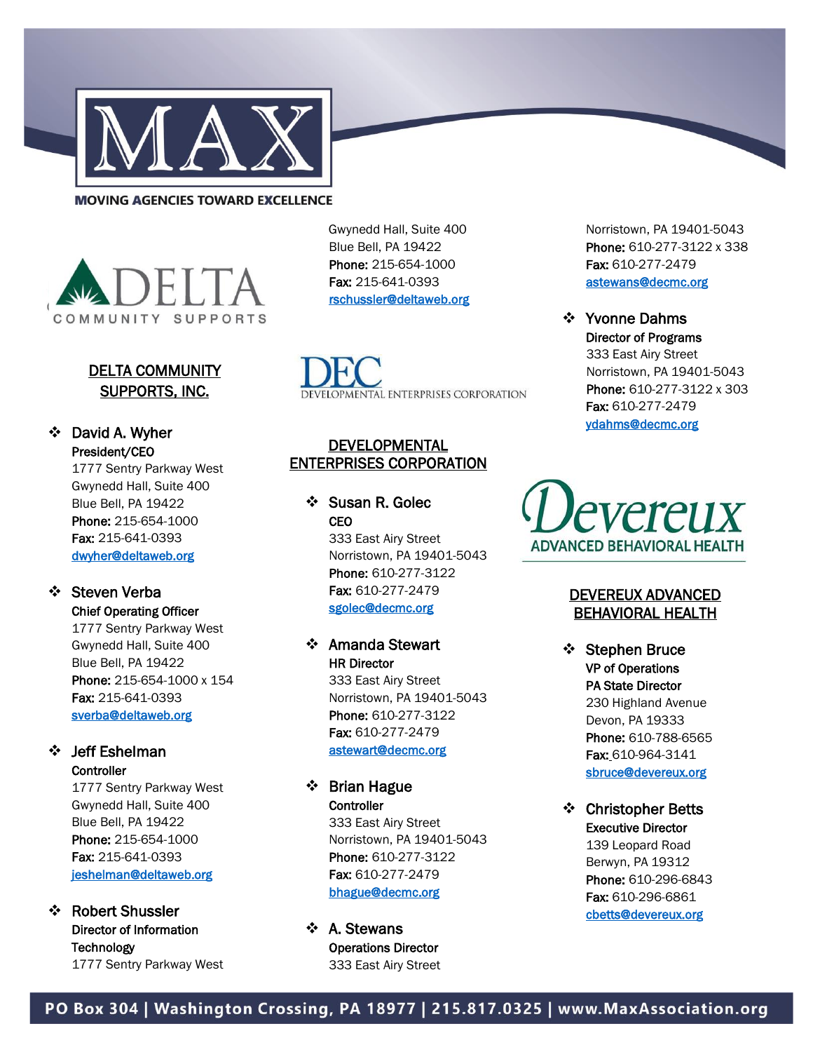## DELTA COMMUNITY SUPPORTS, INC.

- **David A. Wyher**
  **President/CEO**
  1777 Sentry Parkway West
  Gwynedd Hall, Suite 400
  Blue Bell, PA 19422
  **Phone:** 215-654-1000
  **Fax:** 215-641-0393
  dwyher@deltaweb.org

- **Steven Verba**
  **Chief Operating Officer**
  1777 Sentry Parkway West
  Gwynedd Hall, Suite 400
  Blue Bell, PA 19422
  **Phone:** 215-654-1000 x 154
  **Fax:** 215-641-0393
  sverba@deltaweb.org

- **Jeff Eshelman**
  **Controller**
  1777 Sentry Parkway West
  Gwynedd Hall, Suite 400
  Blue Bell, PA 19422
  **Phone:** 215-654-1000
  **Fax:** 215-641-0393
  jeshelman@deltaweb.org

- **Robert Shussler**
  **Director of Information Technology**
  1777 Sentry Parkway West
  Gwynedd Hall, Suite 400
  Blue Bell, PA 19422
  **Phone:** 215-654-1000
  **Fax:** 215-641-0393
  rschussler@deltaweb.org

## DEVELOPMENTAL ENTERPRISES CORPORATION

- **Susan R. Golec**
  **CEO**
  333 East Airy Street
  Norristown, PA 19401-5043
  **Phone:** 610-277-3122
  **Fax:** 610-277-2479
  sgolec@decmc.org

- **Amanda Stewart**
  **HR Director**
  333 East Airy Street
  Norristown, PA 19401-5043
  **Phone:** 610-277-3122
  **Fax:** 610-277-2479
  astewart@decmc.org

- **Brian Hague**
  **Controller**
  333 East Airy Street
  Norristown, PA 19401-5043
  **Phone:** 610-277-3122
  **Fax:** 610-277-2479
  bhague@decmc.org

- **A. Stewans**
  **Operations Director**
  333 East Airy Street
  Norristown, PA 19401-5043
  **Phone:** 610-277-3122 x 338
  **Fax:** 610-277-2479
  astewans@decmc.org

- **Yvonne Dahms**
  **Director of Programs**
  333 East Airy Street
  Norristown, PA 19401-5043
  **Phone:** 610-277-3122 x 303
  **Fax:** 610-277-2479
  ydahms@decmc.org

## DEVEREUX ADVANCED BEHAVIORAL HEALTH

- **Stephen Bruce**
  **VP of Operations**
  **PA State Director**
  230 Highland Avenue
  Devon, PA 19333
  **Phone:** 610-788-6565
  **Fax:** 610-964-3141
  sbruce@devereux.org

- **Christopher Betts**
  **Executive Director**
  139 Leopard Road
  Berwyn, PA 19312
  **Phone:** 610-296-6843
  **Fax:** 610-296-6861
  cbetts@devereux.org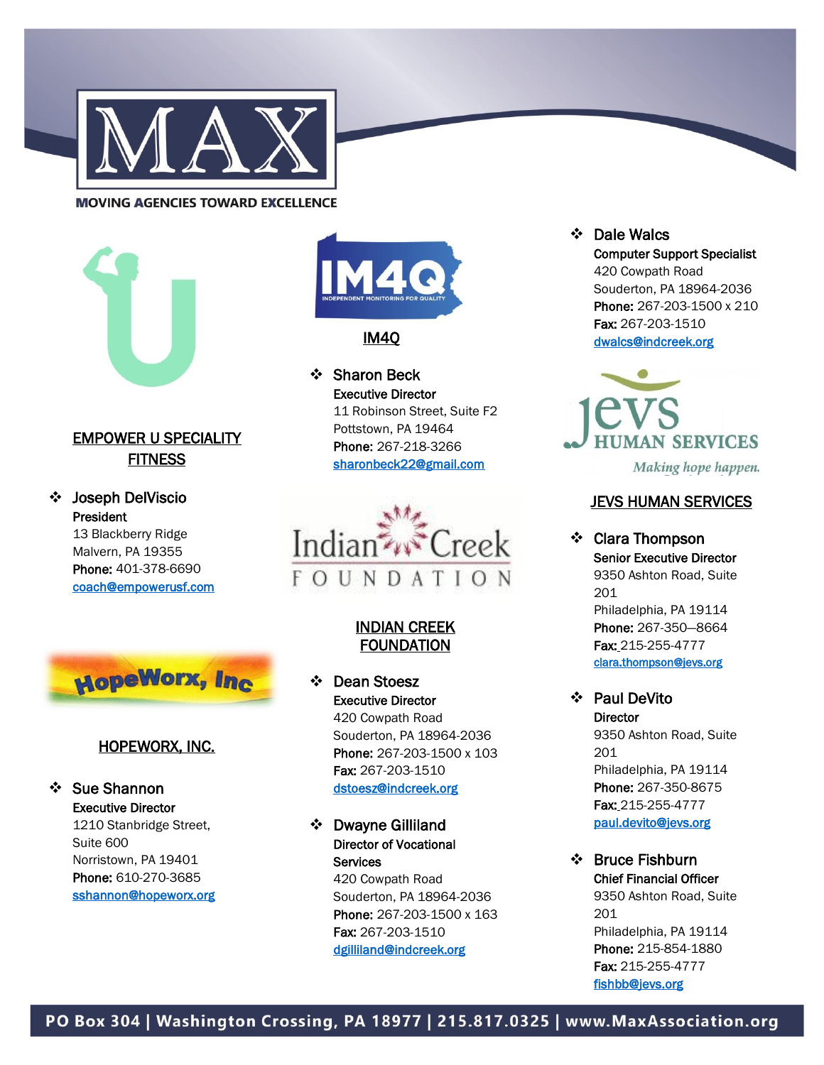MOVING AGENCIES TOWARD EXCELLENCE

## EMPOWER U SPECIALITY FITNESS

- **Joseph DelViscio**
  **President**
  13 Blackberry Ridge
  Malvern, PA 19355
  **Phone:** 401-378-6690
  coach@empowerusf.com

## HOPEWORX, INC.

- **Sue Shannon**
  **Executive Director**
  1210 Stanbridge Street, Suite 600
  Norristown, PA 19401
  **Phone:** 610-270-3685
  sshannon@hopeworx.org

## IM4Q

- **Sharon Beck**
  **Executive Director**
  11 Robinson Street, Suite F2
  Pottstown, PA 19464
  **Phone:** 267-218-3266
  sharonbeck22@gmail.com

## INDIAN CREEK FOUNDATION

- **Dean Stoesz**
  **Executive Director**
  420 Cowpath Road
  Souderton, PA 18964-2036
  **Phone:** 267-203-1500 x 103
  **Fax:** 267-203-1510
  dstoesz@indcreek.org

- **Dwayne Gilliland**
  **Director of Vocational Services**
  420 Cowpath Road
  Souderton, PA 18964-2036
  **Phone:** 267-203-1500 x 163
  **Fax:** 267-203-1510
  dgilliland@indcreek.org

- **Dale Walcs**
  **Computer Support Specialist**
  420 Cowpath Road
  Souderton, PA 18964-2036
  **Phone:** 267-203-1500 x 210
  **Fax:** 267-203-1510
  dwalcs@indcreek.org

## JEVS HUMAN SERVICES

- **Clara Thompson**
  **Senior Executive Director**
  9350 Ashton Road, Suite 201
  Philadelphia, PA 19114
  **Phone:** 267-350–8664
  **Fax:** 215-255-4777
  clara.thompson@jevs.org

- **Paul DeVito**
  **Director**
  9350 Ashton Road, Suite 201
  Philadelphia, PA 19114
  **Phone:** 267-350-8675
  **Fax:** 215-255-4777
  paul.devito@jevs.org

- **Bruce Fishburn**
  **Chief Financial Officer**
  9350 Ashton Road, Suite 201
  Philadelphia, PA 19114
  **Phone:** 215-854-1880
  **Fax:** 215-255-4777
  fishbb@jevs.org

PO Box 304 | Washington Crossing, PA 18977 | 215.817.0325 | www.MaxAssociation.org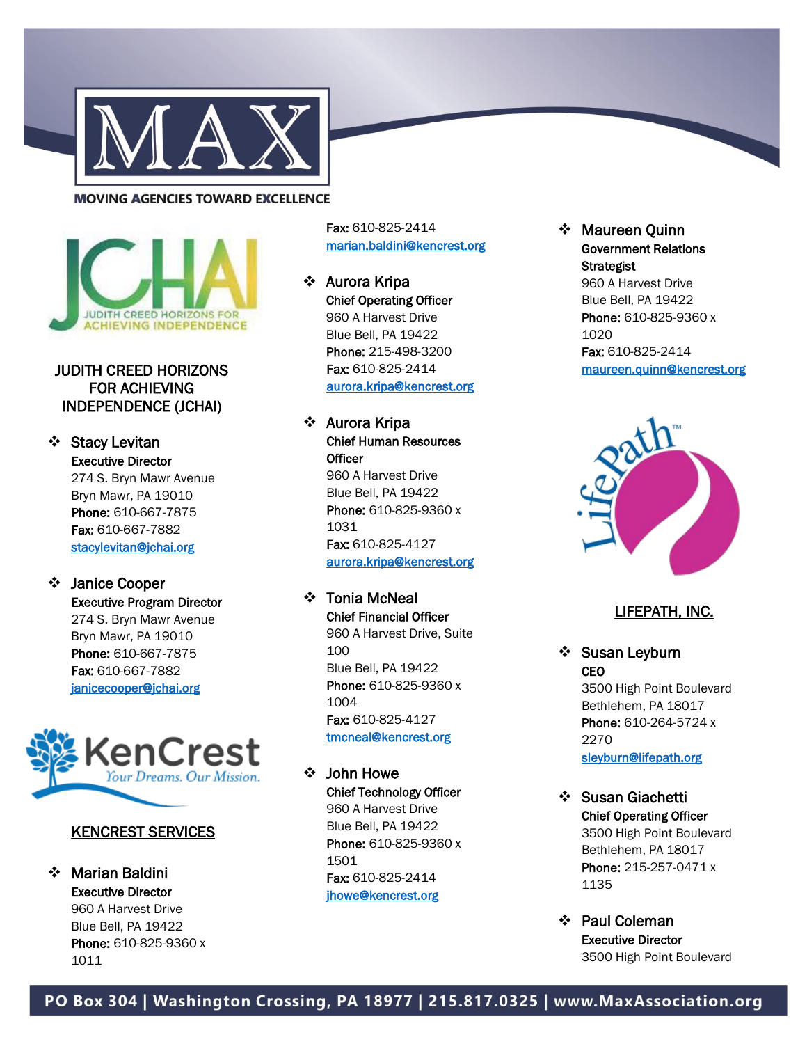# MAX

**MOVING AGENCIES TOWARD EXCELLENCE**

## JUDITH CREED HORIZONS FOR ACHIEVING INDEPENDENCE (JCHAI)

- **Stacy Levitan**
  **Executive Director**
  274 S. Bryn Mawr Avenue
  Bryn Mawr, PA 19010
  **Phone:** 610-667-7875
  **Fax:** 610-667-7882
  stacylevitan@jchai.org

- **Janice Cooper**
  **Executive Program Director**
  274 S. Bryn Mawr Avenue
  Bryn Mawr, PA 19010
  **Phone:** 610-667-7875
  **Fax:** 610-667-7882
  janicecooper@jchai.org

## KENCREST SERVICES

- **Marian Baldini**
  **Executive Director**
  960 A Harvest Drive
  Blue Bell, PA 19422
  **Phone:** 610-825-9360 x 1011
  **Fax:** 610-825-2414
  marian.baldini@kencrest.org

- **Aurora Kripa**
  **Chief Operating Officer**
  960 A Harvest Drive
  Blue Bell, PA 19422
  **Phone:** 215-498-3200
  **Fax:** 610-825-2414
  aurora.kripa@kencrest.org

- **Aurora Kripa**
  **Chief Human Resources Officer**
  960 A Harvest Drive
  Blue Bell, PA 19422
  **Phone:** 610-825-9360 x 1031
  **Fax:** 610-825-4127
  aurora.kripa@kencrest.org

- **Tonia McNeal**
  **Chief Financial Officer**
  960 A Harvest Drive, Suite 100
  Blue Bell, PA 19422
  **Phone:** 610-825-9360 x 1004
  **Fax:** 610-825-4127
  tmcneal@kencrest.org

- **John Howe**
  **Chief Technology Officer**
  960 A Harvest Drive
  Blue Bell, PA 19422
  **Phone:** 610-825-9360 x 1501
  **Fax:** 610-825-2414
  jhowe@kencrest.org

- **Maureen Quinn**
  **Government Relations Strategist**
  960 A Harvest Drive
  Blue Bell, PA 19422
  **Phone:** 610-825-9360 x 1020
  **Fax:** 610-825-2414
  maureen.quinn@kencrest.org

## LIFEPATH, INC.

- **Susan Leyburn**
  **CEO**
  3500 High Point Boulevard
  Bethlehem, PA 18017
  **Phone:** 610-264-5724 x 2270
  sleyburn@lifepath.org

- **Susan Giachetti**
  **Chief Operating Officer**
  3500 High Point Boulevard
  Bethlehem, PA 18017
  **Phone:** 215-257-0471 x 1135

- **Paul Coleman**
  **Executive Director**
  3500 High Point Boulevard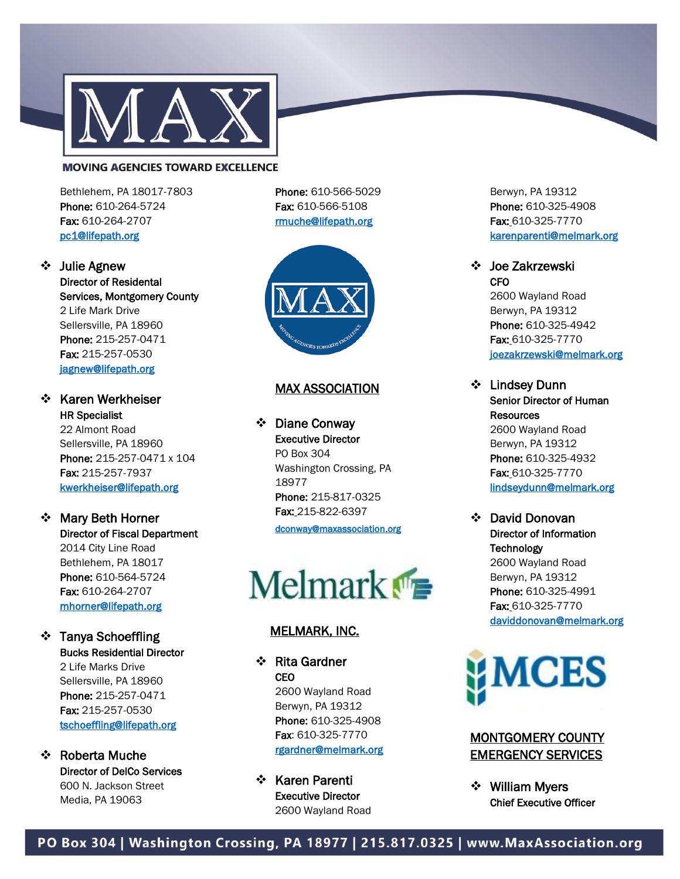Bethlehem, PA 18017-7803
**Phone:** 610-264-5724
**Fax:** 610-264-2707
pc1@lifepath.org

- **Julie Agnew**
  **Director of Residental Services, Montgomery County**
  2 Life Mark Drive
  Sellersville, PA 18960
  **Phone:** 215-257-0471
  **Fax:** 215-257-0530
  jagnew@lifepath.org

- **Karen Werkheiser**
  **HR Specialist**
  22 Almont Road
  Sellersville, PA 18960
  **Phone:** 215-257-0471 x 104
  **Fax:** 215-257-7937
  kwerkheiser@lifepath.org

- **Mary Beth Horner**
  **Director of Fiscal Department**
  2014 City Line Road
  Bethlehem, PA 18017
  **Phone:** 610-564-5724
  **Fax:** 610-264-2707
  mhorner@lifepath.org

- **Tanya Schoeffling**
  **Bucks Residential Director**
  2 Life Marks Drive
  Sellersville, PA 18960
  **Phone:** 215-257-0471
  **Fax:** 215-257-0530
  tschoeffling@lifepath.org

- **Roberta Muche**
  **Director of DelCo Services**
  600 N. Jackson Street
  Media, PA 19063
  **Phone:** 610-566-5029
  **Fax:** 610-566-5108
  rmuche@lifepath.org

## MAX ASSOCIATION

- **Diane Conway**
  **Executive Director**
  PO Box 304
  Washington Crossing, PA 18977
  **Phone:** 215-817-0325
  **Fax:** 215-822-6397
  dconway@maxassociation.org

## MELMARK, INC.

- **Rita Gardner**
  **CEO**
  2600 Wayland Road
  Berwyn, PA 19312
  **Phone:** 610-325-4908
  **Fax:** 610-325-7770
  rgardner@melmark.org

- **Karen Parenti**
  **Executive Director**
  2600 Wayland Road
  Berwyn, PA 19312
  **Phone:** 610-325-4908
  **Fax:** 610-325-7770
  karenparenti@melmark.org

- **Joe Zakrzewski**
  **CFO**
  2600 Wayland Road
  Berwyn, PA 19312
  **Phone:** 610-325-4942
  **Fax:** 610-325-7770
  joezakrzewski@melmark.org

- **Lindsey Dunn**
  **Senior Director of Human Resources**
  2600 Wayland Road
  Berwyn, PA 19312
  **Phone:** 610-325-4932
  **Fax:** 610-325-7770
  lindseydunn@melmark.org

- **David Donovan**
  **Director of Information Technology**
  2600 Wayland Road
  Berwyn, PA 19312
  **Phone:** 610-325-4991
  **Fax:** 610-325-7770
  daviddonovan@melmark.org

## MONTGOMERY COUNTY EMERGENCY SERVICES

- **William Myers**
  **Chief Executive Officer**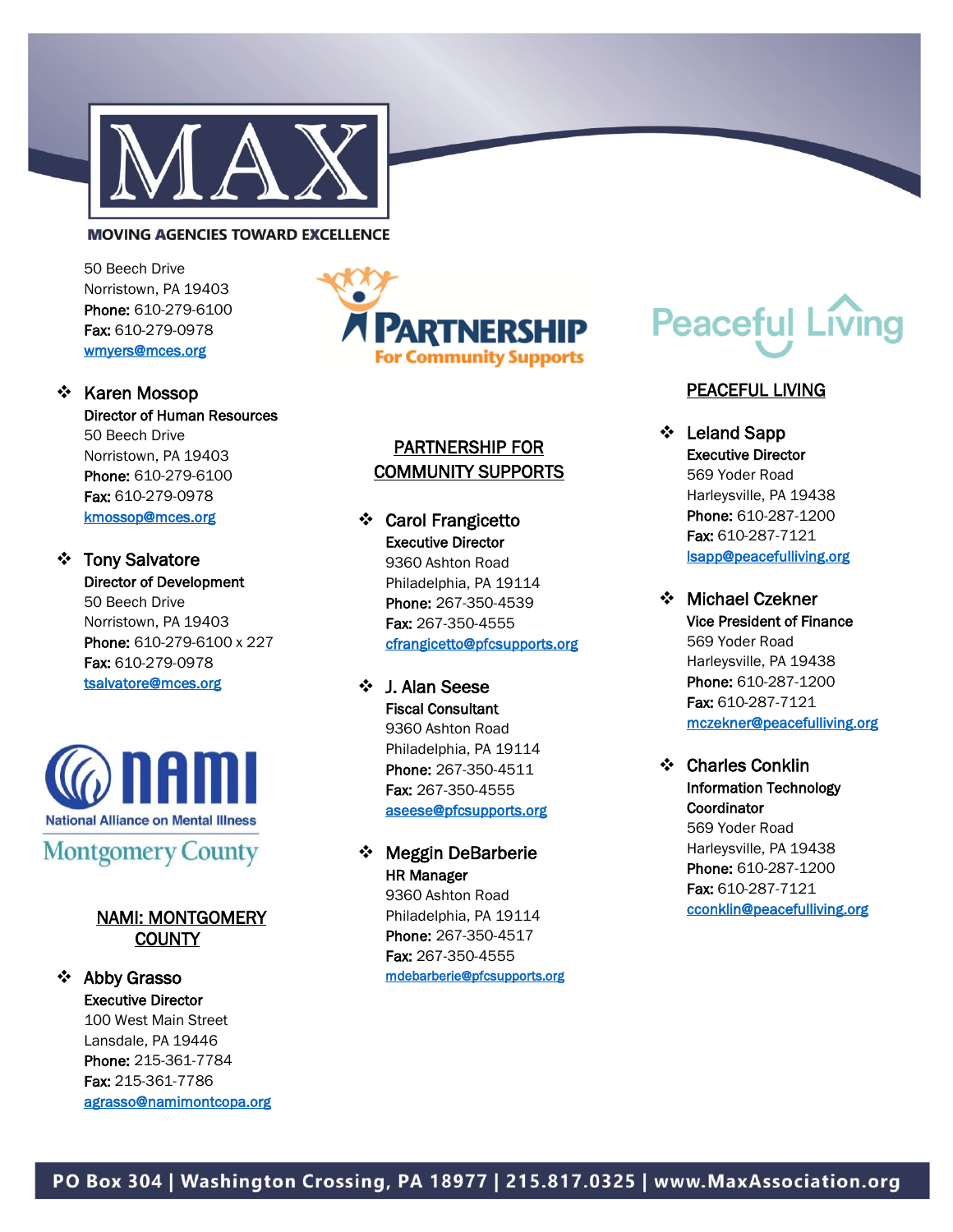# MAX

**MOVING AGENCIES TOWARD EXCELLENCE**

50 Beech Drive
Norristown, PA 19403
**Phone:** 610-279-6100
**Fax:** 610-279-0978
wmyers@mces.org

- **Karen Mossop**
  **Director of Human Resources**
  50 Beech Drive
  Norristown, PA 19403
  **Phone:** 610-279-6100
  **Fax:** 610-279-0978
  kmossop@mces.org

- **Tony Salvatore**
  **Director of Development**
  50 Beech Drive
  Norristown, PA 19403
  **Phone:** 610-279-6100 x 227
  **Fax:** 610-279-0978
  tsalvatore@mces.org

NAMI
National Alliance on Mental Illness
Montgomery County

## NAMI: MONTGOMERY COUNTY

- **Abby Grasso**
  **Executive Director**
  100 West Main Street
  Lansdale, PA 19446
  **Phone:** 215-361-7784
  **Fax:** 215-361-7786
  agrasso@namimontcopa.org

PARTNERSHIP
For Community Supports

## PARTNERSHIP FOR COMMUNITY SUPPORTS

- **Carol Frangicetto**
  **Executive Director**
  9360 Ashton Road
  Philadelphia, PA 19114
  **Phone:** 267-350-4539
  **Fax:** 267-350-4555
  cfrangicetto@pfcsupports.org

- **J. Alan Seese**
  **Fiscal Consultant**
  9360 Ashton Road
  Philadelphia, PA 19114
  **Phone:** 267-350-4511
  **Fax:** 267-350-4555
  aseese@pfcsupports.org

- **Meggin DeBarberie**
  **HR Manager**
  9360 Ashton Road
  Philadelphia, PA 19114
  **Phone:** 267-350-4517
  **Fax:** 267-350-4555
  mdebarberie@pfcsupports.org

Peaceful Living

## PEACEFUL LIVING

- **Leland Sapp**
  **Executive Director**
  569 Yoder Road
  Harleysville, PA 19438
  **Phone:** 610-287-1200
  **Fax:** 610-287-7121
  lsapp@peacefulliving.org

- **Michael Czekner**
  **Vice President of Finance**
  569 Yoder Road
  Harleysville, PA 19438
  **Phone:** 610-287-1200
  **Fax:** 610-287-7121
  mczekner@peacefulliving.org

- **Charles Conklin**
  **Information Technology Coordinator**
  569 Yoder Road
  Harleysville, PA 19438
  **Phone:** 610-287-1200
  **Fax:** 610-287-7121
  cconklin@peacefulliving.org

PO Box 304 | Washington Crossing, PA 18977 | 215.817.0325 | www.MaxAssociation.org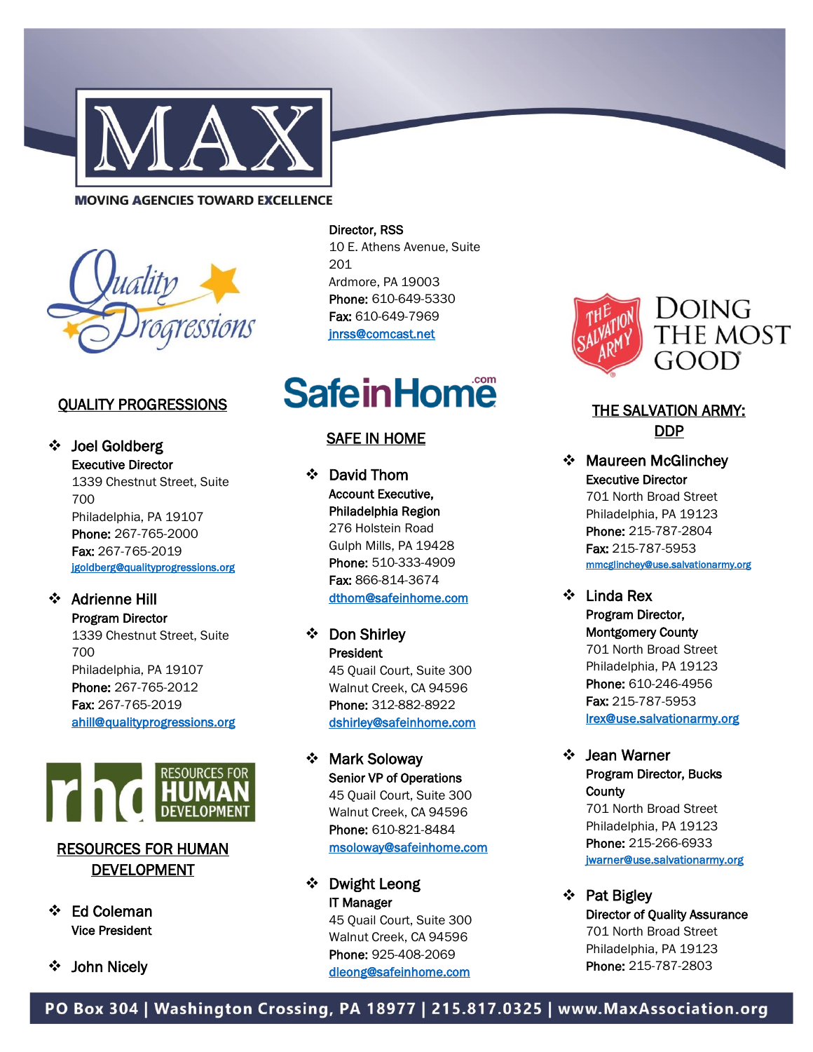MOVING AGENCIES TOWARD EXCELLENCE

## QUALITY PROGRESSIONS

- **Joel Goldberg**
  **Executive Director**
  1339 Chestnut Street, Suite 700
  Philadelphia, PA 19107
  **Phone:** 267-765-2000
  **Fax:** 267-765-2019
  jgoldberg@qualityprogressions.org

- **Adrienne Hill**
  **Program Director**
  1339 Chestnut Street, Suite 700
  Philadelphia, PA 19107
  **Phone:** 267-765-2012
  **Fax:** 267-765-2019
  ahill@qualityprogressions.org

## RESOURCES FOR HUMAN DEVELOPMENT

- **Ed Coleman**
  **Vice President**

- **John Nicely**
  **Director, RSS**
  10 E. Athens Avenue, Suite 201
  Ardmore, PA 19003
  **Phone:** 610-649-5330
  **Fax:** 610-649-7969
  jnrss@comcast.net

## SAFE IN HOME

- **David Thom**
  **Account Executive, Philadelphia Region**
  276 Holstein Road
  Gulph Mills, PA 19428
  **Phone:** 510-333-4909
  **Fax:** 866-814-3674
  dthom@safeinhome.com

- **Don Shirley**
  **President**
  45 Quail Court, Suite 300
  Walnut Creek, CA 94596
  **Phone:** 312-882-8922
  dshirley@safeinhome.com

- **Mark Soloway**
  **Senior VP of Operations**
  45 Quail Court, Suite 300
  Walnut Creek, CA 94596
  **Phone:** 610-821-8484
  msoloway@safeinhome.com

- **Dwight Leong**
  **IT Manager**
  45 Quail Court, Suite 300
  Walnut Creek, CA 94596
  **Phone:** 925-408-2069
  dleong@safeinhome.com

## THE SALVATION ARMY: DDP

- **Maureen McGlinchey**
  **Executive Director**
  701 North Broad Street
  Philadelphia, PA 19123
  **Phone:** 215-787-2804
  **Fax:** 215-787-5953
  mmcglinchey@use.salvationarmy.org

- **Linda Rex**
  **Program Director, Montgomery County**
  701 North Broad Street
  Philadelphia, PA 19123
  **Phone:** 610-246-4956
  **Fax:** 215-787-5953
  lrex@use.salvationarmy.org

- **Jean Warner**
  **Program Director, Bucks County**
  701 North Broad Street
  Philadelphia, PA 19123
  **Phone:** 215-266-6933
  jwarner@use.salvationarmy.org

- **Pat Bigley**
  **Director of Quality Assurance**
  701 North Broad Street
  Philadelphia, PA 19123
  **Phone:** 215-787-2803

PO Box 304 | Washington Crossing, PA 18977 | 215.817.0325 | www.MaxAssociation.org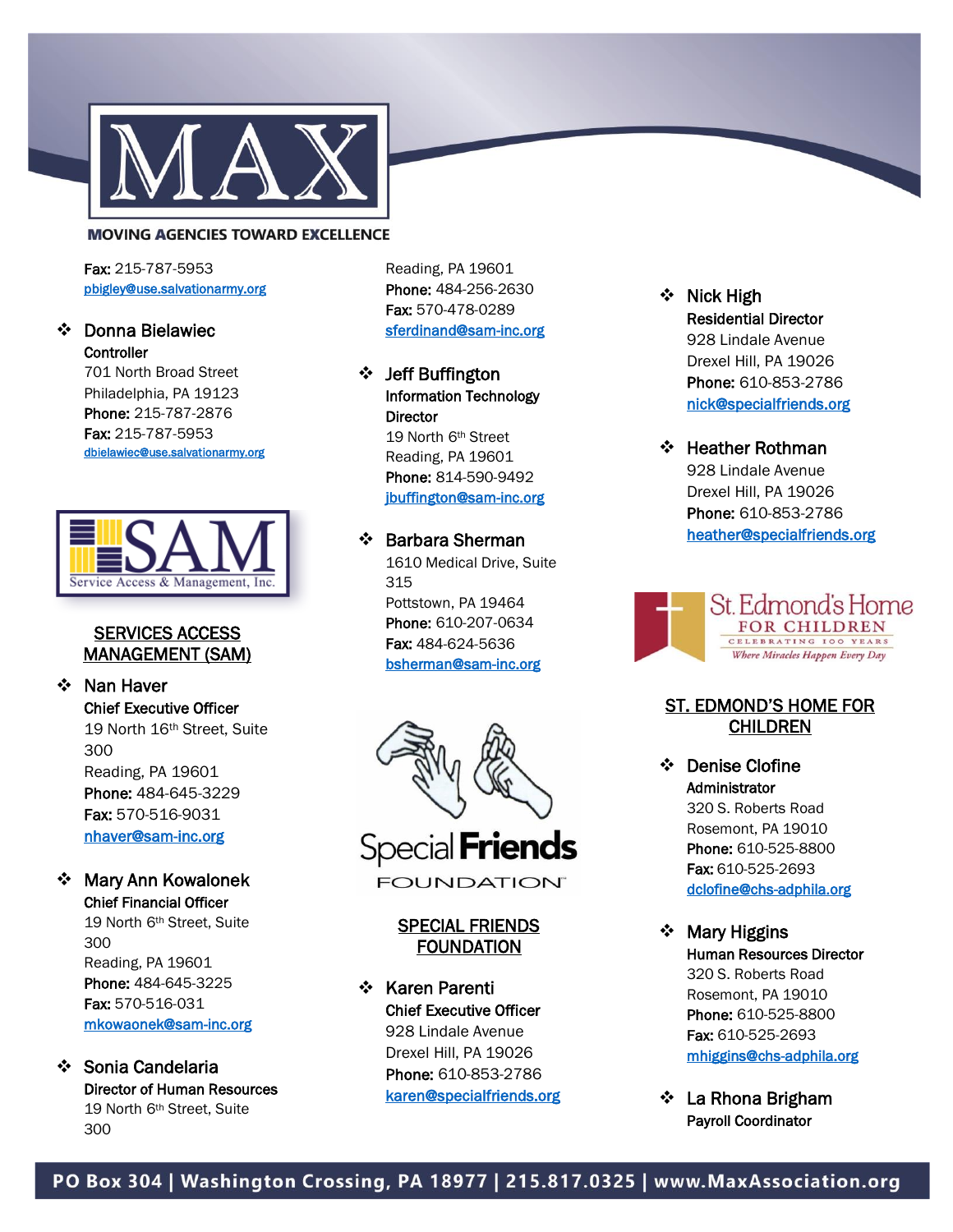**Fax:** 215-787-5953
pbigley@use.salvationarmy.org

- Donna Bielawiec
  **Controller**
  701 North Broad Street
  Philadelphia, PA 19123
  **Phone:** 215-787-2876
  **Fax:** 215-787-5953
  dbielawiec@use.salvationarmy.org

## SERVICES ACCESS MANAGEMENT (SAM)

- Nan Haver
  **Chief Executive Officer**
  19 North 16th Street, Suite 300
  Reading, PA 19601
  **Phone:** 484-645-3229
  **Fax:** 570-516-9031
  nhaver@sam-inc.org

- Mary Ann Kowalonek
  **Chief Financial Officer**
  19 North 6th Street, Suite 300
  Reading, PA 19601
  **Phone:** 484-645-3225
  **Fax:** 570-516-031
  mkowaonek@sam-inc.org

- Sonia Candelaria
  **Director of Human Resources**
  19 North 6th Street, Suite 300
  Reading, PA 19601
  **Phone:** 484-256-2630
  **Fax:** 570-478-0289
  sferdinand@sam-inc.org

- Jeff Buffington
  **Information Technology Director**
  19 North 6th Street
  Reading, PA 19601
  **Phone:** 814-590-9492
  jbuffington@sam-inc.org

- Barbara Sherman
  1610 Medical Drive, Suite 315
  Pottstown, PA 19464
  **Phone:** 610-207-0634
  **Fax:** 484-624-5636
  bsherman@sam-inc.org

## SPECIAL FRIENDS FOUNDATION

- Karen Parenti
  **Chief Executive Officer**
  928 Lindale Avenue
  Drexel Hill, PA 19026
  **Phone:** 610-853-2786
  karen@specialfriends.org

- Nick High
  **Residential Director**
  928 Lindale Avenue
  Drexel Hill, PA 19026
  **Phone:** 610-853-2786
  nick@specialfriends.org

- Heather Rothman
  928 Lindale Avenue
  Drexel Hill, PA 19026
  **Phone:** 610-853-2786
  heather@specialfriends.org

## ST. EDMOND'S HOME FOR CHILDREN

- Denise Clofine
  **Administrator**
  320 S. Roberts Road
  Rosemont, PA 19010
  **Phone:** 610-525-8800
  **Fax:** 610-525-2693
  dclofine@chs-adphila.org

- Mary Higgins
  **Human Resources Director**
  320 S. Roberts Road
  Rosemont, PA 19010
  **Phone:** 610-525-8800
  **Fax:** 610-525-2693
  mhiggins@chs-adphila.org

- La Rhona Brigham
  **Payroll Coordinator**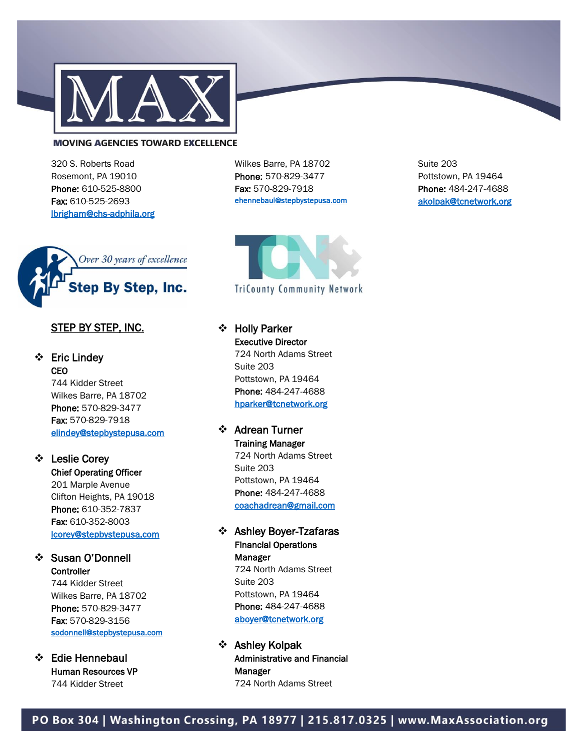320 S. Roberts Road
Rosemont, PA 19010
**Phone:** 610-525-8800
**Fax:** 610-525-2693
lbrigham@chs-adphila.org

Wilkes Barre, PA 18702
**Phone:** 570-829-3477
**Fax:** 570-829-7918
ehennebaul@stepbystepusa.com

Suite 203
Pottstown, PA 19464
**Phone:** 484-247-4688
akolpak@tcnetwork.org

Over 30 years of excellence
Step By Step, Inc.

TriCounty Community Network

## STEP BY STEP, INC.

- **Eric Lindey**
  **CEO**
  744 Kidder Street
  Wilkes Barre, PA 18702
  **Phone:** 570-829-3477
  **Fax:** 570-829-7918
  elindey@stepbystepusa.com

- **Leslie Corey**
  **Chief Operating Officer**
  201 Marple Avenue
  Clifton Heights, PA 19018
  **Phone:** 610-352-7837
  **Fax:** 610-352-8003
  lcorey@stepbystepusa.com

- **Susan O'Donnell**
  **Controller**
  744 Kidder Street
  Wilkes Barre, PA 18702
  **Phone:** 570-829-3477
  **Fax:** 570-829-3156
  sodonnell@stepbystepusa.com

- **Edie Hennebaul**
  **Human Resources VP**
  744 Kidder Street

- **Holly Parker**
  **Executive Director**
  724 North Adams Street
  Suite 203
  Pottstown, PA 19464
  **Phone:** 484-247-4688
  hparker@tcnetwork.org

- **Adrean Turner**
  **Training Manager**
  724 North Adams Street
  Suite 203
  Pottstown, PA 19464
  **Phone:** 484-247-4688
  coachadrean@gmail.com

- **Ashley Boyer-Tzafaras**
  **Financial Operations Manager**
  724 North Adams Street
  Suite 203
  Pottstown, PA 19464
  **Phone:** 484-247-4688
  aboyer@tcnetwork.org

- **Ashley Kolpak**
  **Administrative and Financial Manager**
  724 North Adams Street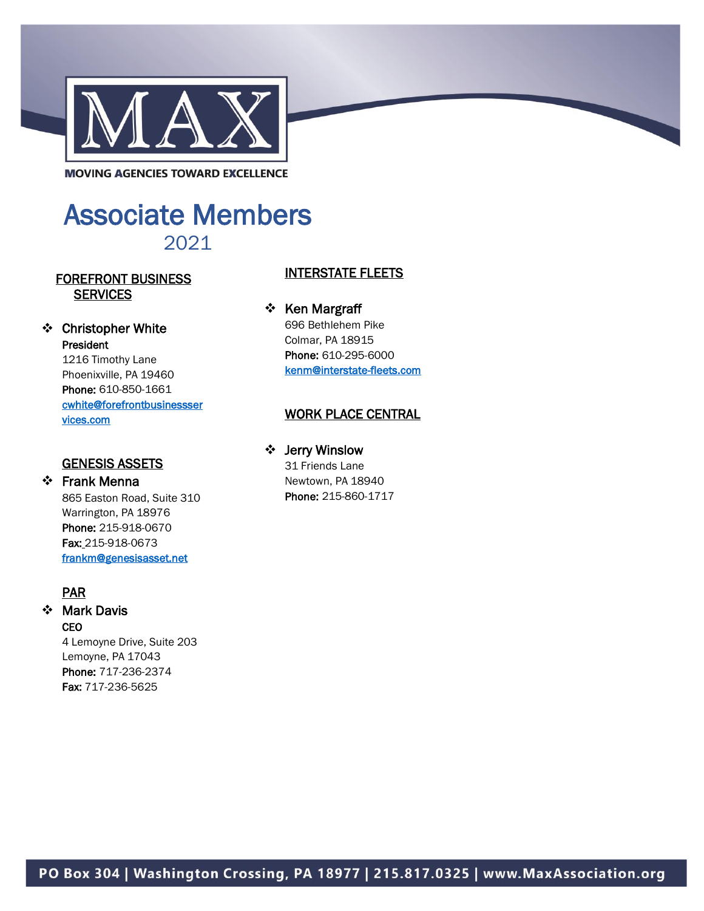MAX

MOVING AGENCIES TOWARD EXCELLENCE

# Associate Members

2021

## FOREFRONT BUSINESS SERVICES

- **Christopher White**
  **President**
  1216 Timothy Lane
  Phoenixville, PA 19460
  **Phone:** 610-850-1661
  cwhite@forefrontbusinessservices.com

## GENESIS ASSETS

- **Frank Menna**
  865 Easton Road, Suite 310
  Warrington, PA 18976
  **Phone:** 215-918-0670
  **Fax:** 215-918-0673
  frankm@genesisasset.net

## PAR

- **Mark Davis**
  **CEO**
  4 Lemoyne Drive, Suite 203
  Lemoyne, PA 17043
  **Phone:** 717-236-2374
  **Fax:** 717-236-5625

## INTERSTATE FLEETS

- **Ken Margraff**
  696 Bethlehem Pike
  Colmar, PA 18915
  **Phone:** 610-295-6000
  kenm@interstate-fleets.com

## WORK PLACE CENTRAL

- **Jerry Winslow**
  31 Friends Lane
  Newtown, PA 18940
  **Phone:** 215-860-1717

PO Box 304 | Washington Crossing, PA 18977 | 215.817.0325 | www.MaxAssociation.org